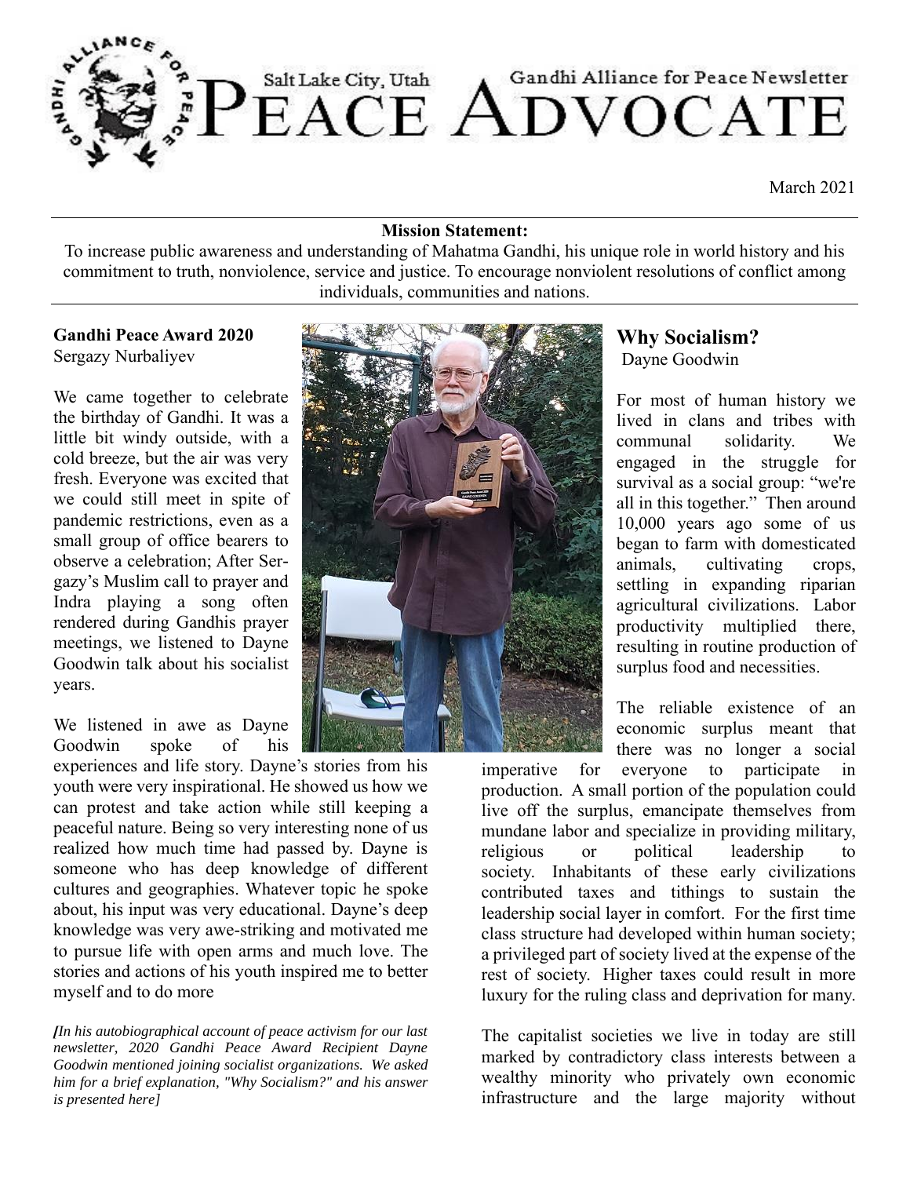# Salt Lake City, Utah — Gandhi Alliance for Peace Newsletter

# PEACE ADVOCATE

March 2021

**Mission Statement:**

To increase public awareness and understanding of Mahatma Gandhi, his unique role in world history and his commitment to truth, nonviolence, service and justice. To encourage nonviolent resolutions of conflict among individuals, communities and nations.

**Gandhi Peace Award 2020**

Sergazy Nurbaliyev

We came together to celebrate the birthday of Gandhi. It was a little bit windy outside, with a cold breeze, but the air was very fresh. Everyone was excited that we could still meet in spite of pandemic restrictions, even as a small group of office bearers to observe a celebration; After Sergazy's Muslim call to prayer and Indra playing a song often rendered during Gandhis prayer meetings, we listened to Dayne Goodwin talk about his socialist years.

We listened in awe as Dayne Goodwin spoke of his experiences and life story. Dayne's stories from his youth were very inspirational. He showed us how we can protest and take action while still keeping a peaceful nature. Being so very interesting none of us realized how much time had passed by. Dayne is someone who has deep knowledge of different cultures and geographies. Whatever topic he spoke about, his input was very educational. Dayne's deep knowledge was very awe-striking and motivated me to pursue life with open arms and much love. The stories and actions of his youth inspired me to better myself and to do more

*[In his autobiographical account of peace activism for our last newsletter, 2020 Gandhi Peace Award Recipient Dayne Goodwin mentioned joining socialist organizations. We asked him for a brief explanation, "Why Socialism?" and his answer is presented here]*

## Why Socialism?

Dayne Goodwin

For most of human history we lived in clans and tribes with communal solidarity. We engaged in the struggle for survival as a social group: "we're all in this together." Then around 10,000 years ago some of us began to farm with domesticated animals, cultivating crops, settling in expanding riparian agricultural civilizations. Labor productivity multiplied there, resulting in routine production of surplus food and necessities.

The reliable existence of an economic surplus meant that there was no longer a social imperative for everyone to participate in production. A small portion of the population could live off the surplus, emancipate themselves from mundane labor and specialize in providing military, religious or political leadership to society. Inhabitants of these early civilizations contributed taxes and tithings to sustain the leadership social layer in comfort. For the first time class structure had developed within human society; a privileged part of society lived at the expense of the rest of society. Higher taxes could result in more luxury for the ruling class and deprivation for many.

The capitalist societies we live in today are still marked by contradictory class interests between a wealthy minority who privately own economic infrastructure and the large majority without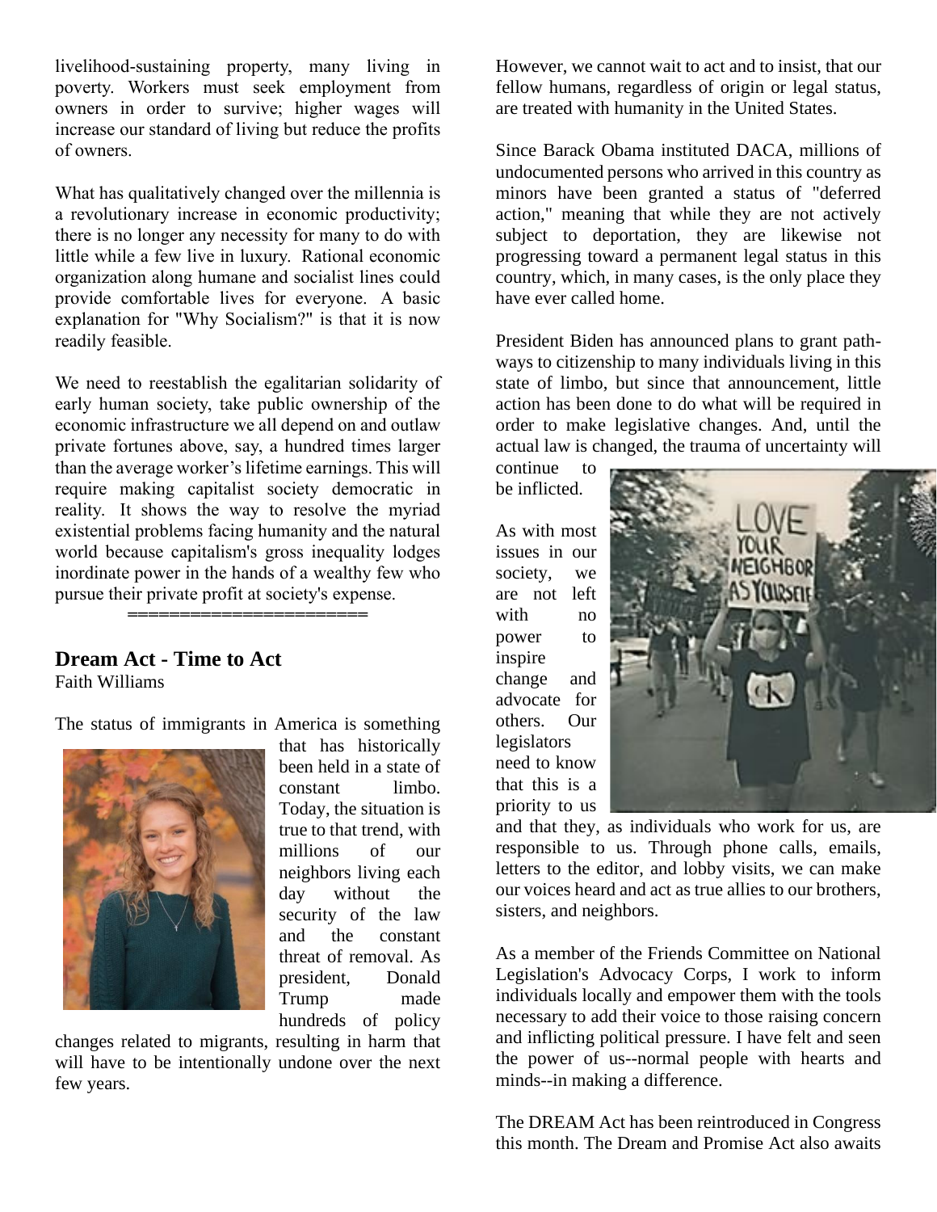livelihood-sustaining property, many living in poverty. Workers must seek employment from owners in order to survive; higher wages will increase our standard of living but reduce the profits of owners.

What has qualitatively changed over the millennia is a revolutionary increase in economic productivity; there is no longer any necessity for many to do with little while a few live in luxury. Rational economic organization along humane and socialist lines could provide comfortable lives for everyone. A basic explanation for "Why Socialism?" is that it is now readily feasible.

We need to reestablish the egalitarian solidarity of early human society, take public ownership of the economic infrastructure we all depend on and outlaw private fortunes above, say, a hundred times larger than the average worker's lifetime earnings. This will require making capitalist society democratic in reality. It shows the way to resolve the myriad existential problems facing humanity and the natural world because capitalism's gross inequality lodges inordinate power in the hands of a wealthy few who pursue their private profit at society's expense.

======================

## Dream Act - Time to Act

Faith Williams

The status of immigrants in America is something that has historically been held in a state of constant limbo. Today, the situation is true to that trend, with millions of our neighbors living each day without the security of the law and the constant threat of removal. As president, Donald Trump made hundreds of policy changes related to migrants, resulting in harm that will have to be intentionally undone over the next few years.

However, we cannot wait to act and to insist, that our fellow humans, regardless of origin or legal status, are treated with humanity in the United States.

Since Barack Obama instituted DACA, millions of undocumented persons who arrived in this country as minors have been granted a status of "deferred action," meaning that while they are not actively subject to deportation, they are likewise not progressing toward a permanent legal status in this country, which, in many cases, is the only place they have ever called home.

President Biden has announced plans to grant path-ways to citizenship to many individuals living in this state of limbo, but since that announcement, little action has been done to do what will be required in order to make legislative changes. And, until the actual law is changed, the trauma of uncertainty will continue to be inflicted.

As with most issues in our society, we are not left with no power to inspire change and advocate for others. Our legislators need to know that this is a priority to us and that they, as individuals who work for us, are responsible to us. Through phone calls, emails, letters to the editor, and lobby visits, we can make our voices heard and act as true allies to our brothers, sisters, and neighbors.

As a member of the Friends Committee on National Legislation's Advocacy Corps, I work to inform individuals locally and empower them with the tools necessary to add their voice to those raising concern and inflicting political pressure. I have felt and seen the power of us--normal people with hearts and minds--in making a difference.

The DREAM Act has been reintroduced in Congress this month. The Dream and Promise Act also awaits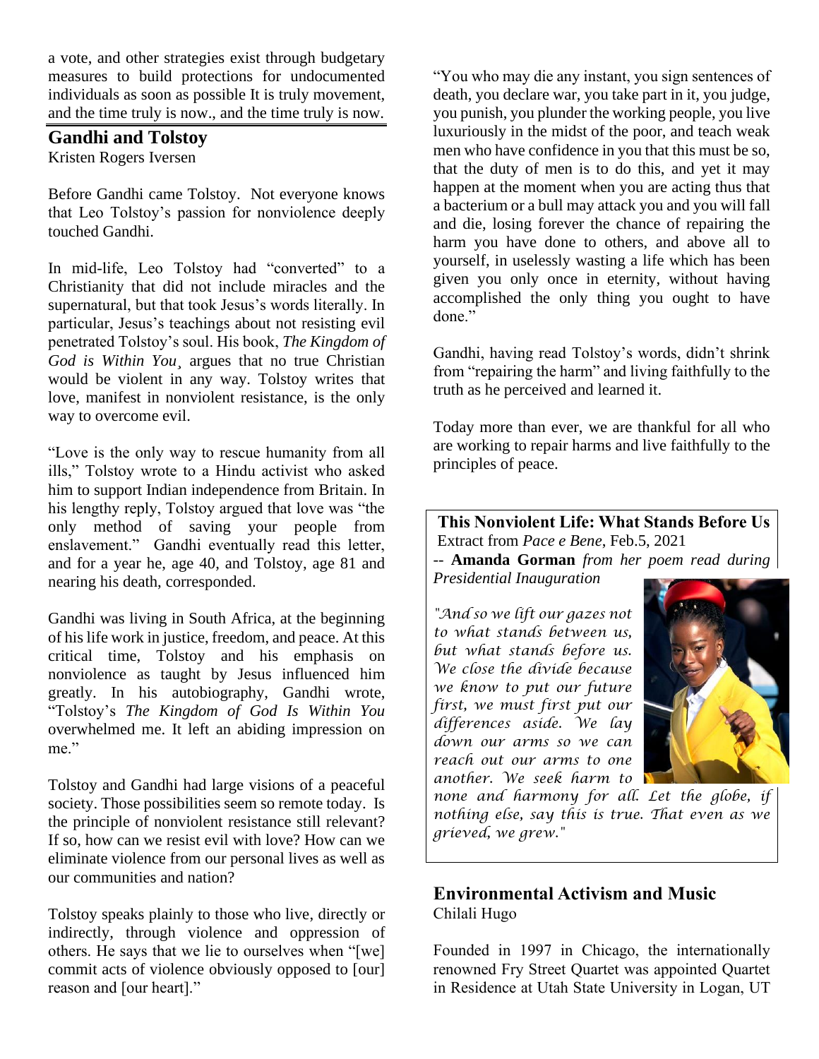a vote, and other strategies exist through budgetary measures to build protections for undocumented individuals as soon as possible It is truly movement, and the time truly is now., and the time truly is now.

## Gandhi and Tolstoy

Kristen Rogers Iversen

Before Gandhi came Tolstoy. Not everyone knows that Leo Tolstoy's passion for nonviolence deeply touched Gandhi.

In mid-life, Leo Tolstoy had "converted" to a Christianity that did not include miracles and the supernatural, but that took Jesus's words literally. In particular, Jesus's teachings about not resisting evil penetrated Tolstoy's soul. His book, *The Kingdom of God is Within You*¸ argues that no true Christian would be violent in any way. Tolstoy writes that love, manifest in nonviolent resistance, is the only way to overcome evil.

"Love is the only way to rescue humanity from all ills," Tolstoy wrote to a Hindu activist who asked him to support Indian independence from Britain. In his lengthy reply, Tolstoy argued that love was "the only method of saving your people from enslavement." Gandhi eventually read this letter, and for a year he, age 40, and Tolstoy, age 81 and nearing his death, corresponded.

Gandhi was living in South Africa, at the beginning of his life work in justice, freedom, and peace. At this critical time, Tolstoy and his emphasis on nonviolence as taught by Jesus influenced him greatly. In his autobiography, Gandhi wrote, "Tolstoy's *The Kingdom of God Is Within You* overwhelmed me. It left an abiding impression on me."

Tolstoy and Gandhi had large visions of a peaceful society. Those possibilities seem so remote today. Is the principle of nonviolent resistance still relevant? If so, how can we resist evil with love? How can we eliminate violence from our personal lives as well as our communities and nation?

Tolstoy speaks plainly to those who live, directly or indirectly, through violence and oppression of others. He says that we lie to ourselves when "[we] commit acts of violence obviously opposed to [our] reason and [our heart]."

"You who may die any instant, you sign sentences of death, you declare war, you take part in it, you judge, you punish, you plunder the working people, you live luxuriously in the midst of the poor, and teach weak men who have confidence in you that this must be so, that the duty of men is to do this, and yet it may happen at the moment when you are acting thus that a bacterium or a bull may attack you and you will fall and die, losing forever the chance of repairing the harm you have done to others, and above all to yourself, in uselessly wasting a life which has been given you only once in eternity, without having accomplished the only thing you ought to have done."

Gandhi, having read Tolstoy's words, didn't shrink from "repairing the harm" and living faithfully to the truth as he perceived and learned it.

Today more than ever, we are thankful for all who are working to repair harms and live faithfully to the principles of peace.

**This Nonviolent Life: What Stands Before Us**
Extract from *Pace e Bene*, Feb.5, 2021
-- **Amanda Gorman** *from her poem read during Presidential Inauguration*

*"And so we lift our gazes not to what stands between us, but what stands before us. We close the divide because we know to put our future first, we must first put our differences aside. We lay down our arms so we can reach out our arms to one another. We seek harm to none and harmony for all. Let the globe, if nothing else, say this is true. That even as we grieved, we grew."*

## Environmental Activism and Music

Chilali Hugo

Founded in 1997 in Chicago, the internationally renowned Fry Street Quartet was appointed Quartet in Residence at Utah State University in Logan, UT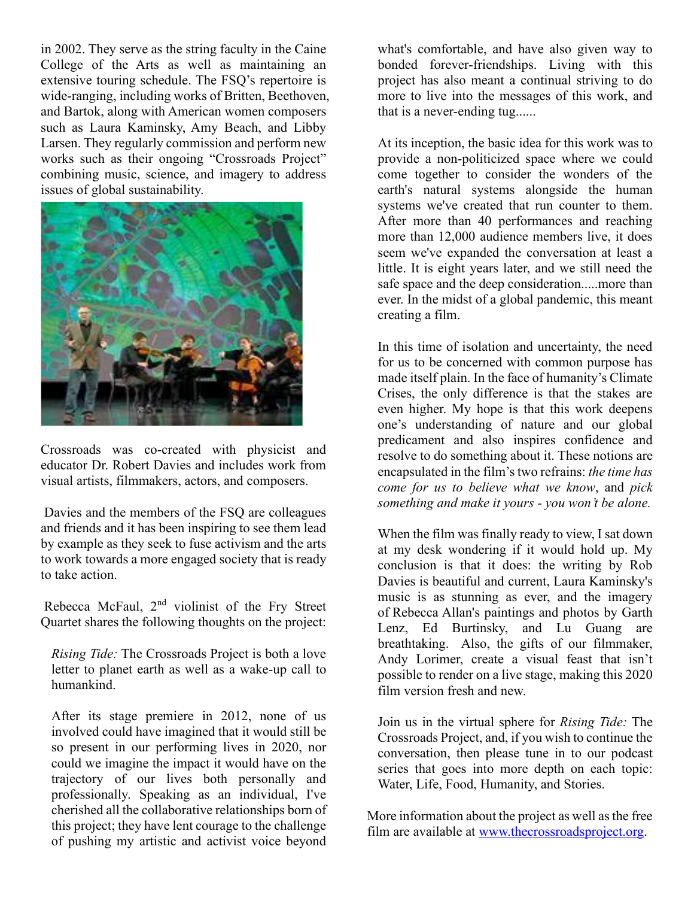in 2002. They serve as the string faculty in the Caine College of the Arts as well as maintaining an extensive touring schedule. The FSQ's repertoire is wide-ranging, including works of Britten, Beethoven, and Bartok, along with American women composers such as Laura Kaminsky, Amy Beach, and Libby Larsen. They regularly commission and perform new works such as their ongoing "Crossroads Project" combining music, science, and imagery to address issues of global sustainability.

Crossroads was co-created with physicist and educator Dr. Robert Davies and includes work from visual artists, filmmakers, actors, and composers.

Davies and the members of the FSQ are colleagues and friends and it has been inspiring to see them lead by example as they seek to fuse activism and the arts to work towards a more engaged society that is ready to take action.

Rebecca McFaul, 2nd violinist of the Fry Street Quartet shares the following thoughts on the project:

> *Rising Tide:* The Crossroads Project is both a love letter to planet earth as well as a wake-up call to humankind.
>
> After its stage premiere in 2012, none of us involved could have imagined that it would still be so present in our performing lives in 2020, nor could we imagine the impact it would have on the trajectory of our lives both personally and professionally. Speaking as an individual, I've cherished all the collaborative relationships born of this project; they have lent courage to the challenge of pushing my artistic and activist voice beyond what's comfortable, and have also given way to bonded forever-friendships. Living with this project has also meant a continual striving to do more to live into the messages of this work, and that is a never-ending tug......
>
> At its inception, the basic idea for this work was to provide a non-politicized space where we could come together to consider the wonders of the earth's natural systems alongside the human systems we've created that run counter to them. After more than 40 performances and reaching more than 12,000 audience members live, it does seem we've expanded the conversation at least a little. It is eight years later, and we still need the safe space and the deep consideration.....more than ever. In the midst of a global pandemic, this meant creating a film.
>
> In this time of isolation and uncertainty, the need for us to be concerned with common purpose has made itself plain. In the face of humanity's Climate Crises, the only difference is that the stakes are even higher. My hope is that this work deepens one's understanding of nature and our global predicament and also inspires confidence and resolve to do something about it. These notions are encapsulated in the film's two refrains: *the time has come for us to believe what we know*, and *pick something and make it yours - you won't be alone.*
>
> When the film was finally ready to view, I sat down at my desk wondering if it would hold up. My conclusion is that it does: the writing by Rob Davies is beautiful and current, Laura Kaminsky's music is as stunning as ever, and the imagery of Rebecca Allan's paintings and photos by Garth Lenz, Ed Burtinsky, and Lu Guang are breathtaking. Also, the gifts of our filmmaker, Andy Lorimer, create a visual feast that isn't possible to render on a live stage, making this 2020 film version fresh and new.
>
> Join us in the virtual sphere for *Rising Tide:* The Crossroads Project, and, if you wish to continue the conversation, then please tune in to our podcast series that goes into more depth on each topic: Water, Life, Food, Humanity, and Stories.

More information about the project as well as the free film are available at [www.thecrossroadsproject.org](http://www.thecrossroadsproject.org).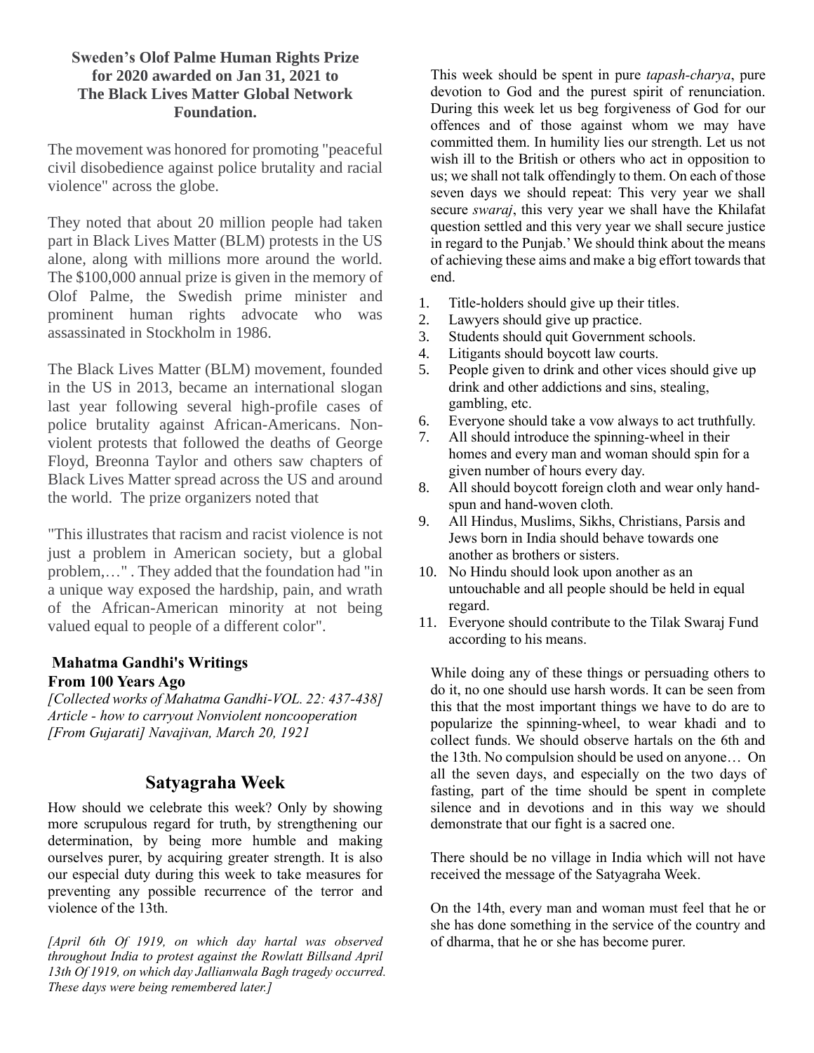**Sweden's Olof Palme Human Rights Prize for 2020 awarded on Jan 31, 2021 to The Black Lives Matter Global Network Foundation.**

The movement was honored for promoting "peaceful civil disobedience against police brutality and racial violence" across the globe.

They noted that about 20 million people had taken part in Black Lives Matter (BLM) protests in the US alone, along with millions more around the world. The $100,000 annual prize is given in the memory of Olof Palme, the Swedish prime minister and prominent human rights advocate who was assassinated in Stockholm in 1986.

The Black Lives Matter (BLM) movement, founded in the US in 2013, became an international slogan last year following several high-profile cases of police brutality against African-Americans. Non-violent protests that followed the deaths of George Floyd, Breonna Taylor and others saw chapters of Black Lives Matter spread across the US and around the world. The prize organizers noted that

"This illustrates that racism and racist violence is not just a problem in American society, but a global problem,…" . They added that the foundation had "in a unique way exposed the hardship, pain, and wrath of the African-American minority at not being valued equal to people of a different color".

**Mahatma Gandhi's Writings From 100 Years Ago**

*[Collected works of Mahatma Gandhi-VOL. 22: 437-438]*
*Article - how to carryout Nonviolent noncooperation*
*[From Gujarati] Navajivan, March 20, 1921*

## Satyagraha Week

How should we celebrate this week? Only by showing more scrupulous regard for truth, by strengthening our determination, by being more humble and making ourselves purer, by acquiring greater strength. It is also our especial duty during this week to take measures for preventing any possible recurrence of the terror and violence of the 13th.

*[April 6th Of 1919, on which day hartal was observed throughout India to protest against the Rowlatt Billsand April 13th Of 1919, on which day Jallianwala Bagh tragedy occurred. These days were being remembered later.]*

This week should be spent in pure *tapash-charya*, pure devotion to God and the purest spirit of renunciation. During this week let us beg forgiveness of God for our offences and of those against whom we may have committed them. In humility lies our strength. Let us not wish ill to the British or others who act in opposition to us; we shall not talk offendingly to them. On each of those seven days we should repeat: This very year we shall secure *swaraj*, this very year we shall have the Khilafat question settled and this very year we shall secure justice in regard to the Punjab.' We should think about the means of achieving these aims and make a big effort towards that end.

1. Title-holders should give up their titles.
2. Lawyers should give up practice.
3. Students should quit Government schools.
4. Litigants should boycott law courts.
5. People given to drink and other vices should give up drink and other addictions and sins, stealing, gambling, etc.
6. Everyone should take a vow always to act truthfully.
7. All should introduce the spinning-wheel in their homes and every man and woman should spin for a given number of hours every day.
8. All should boycott foreign cloth and wear only hand-spun and hand-woven cloth.
9. All Hindus, Muslims, Sikhs, Christians, Parsis and Jews born in India should behave towards one another as brothers or sisters.
10. No Hindu should look upon another as an untouchable and all people should be held in equal regard.
11. Everyone should contribute to the Tilak Swaraj Fund according to his means.

While doing any of these things or persuading others to do it, no one should use harsh words. It can be seen from this that the most important things we have to do are to popularize the spinning-wheel, to wear khadi and to collect funds. We should observe hartals on the 6th and the 13th. No compulsion should be used on anyone… On all the seven days, and especially on the two days of fasting, part of the time should be spent in complete silence and in devotions and in this way we should demonstrate that our fight is a sacred one.

There should be no village in India which will not have received the message of the Satyagraha Week.

On the 14th, every man and woman must feel that he or she has done something in the service of the country and of dharma, that he or she has become purer.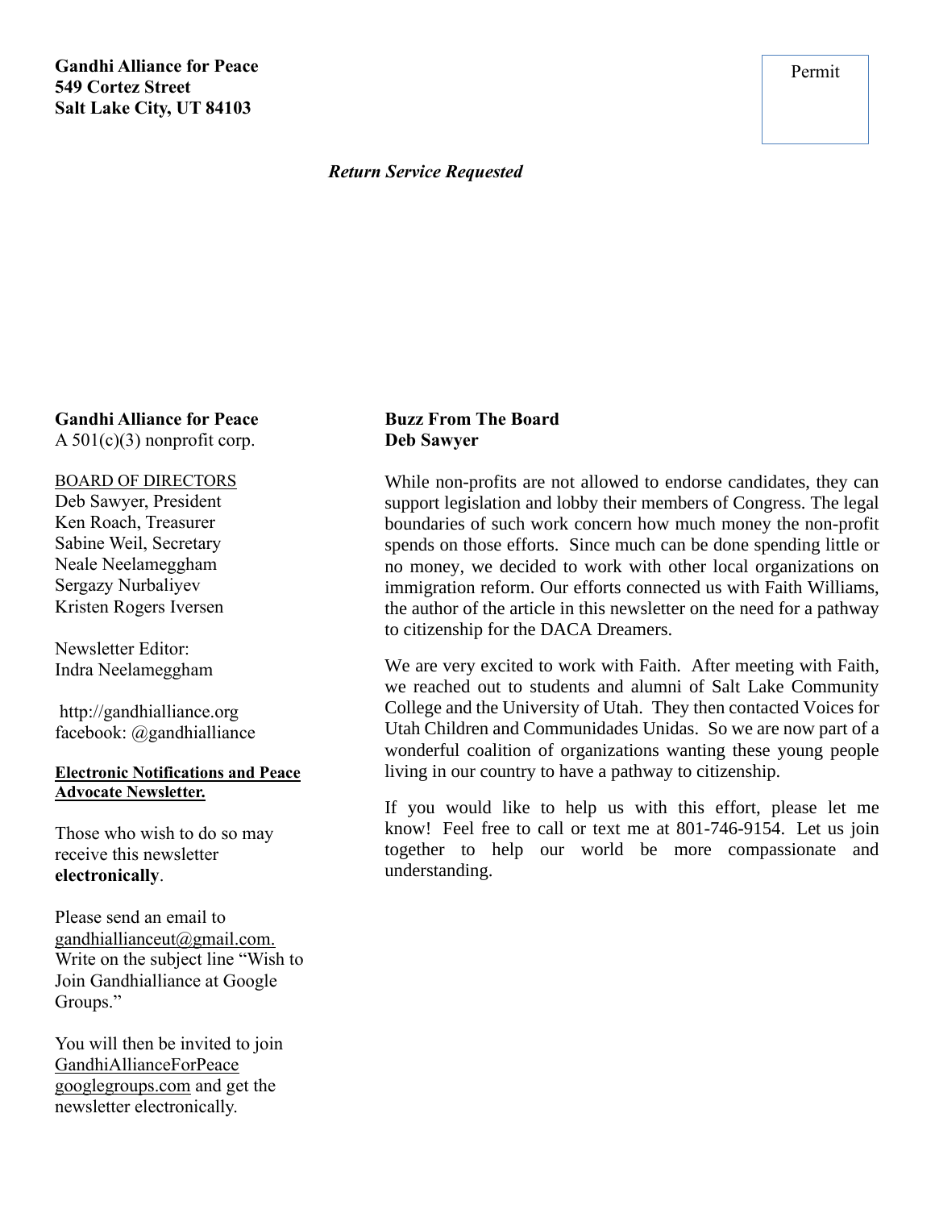**Gandhi Alliance for Peace**
**549 Cortez Street**
**Salt Lake City, UT 84103**

Permit

***Return Service Requested***

**Gandhi Alliance for Peace**
A 501(c)(3) nonprofit corp.

BOARD OF DIRECTORS
Deb Sawyer, President
Ken Roach, Treasurer
Sabine Weil, Secretary
Neale Neelameggham
Sergazy Nurbaliyev
Kristen Rogers Iversen

Newsletter Editor:
Indra Neelameggham

http://gandhialliance.org
facebook: @gandhialliance

**Electronic Notifications and Peace Advocate Newsletter.**

Those who wish to do so may receive this newsletter **electronically**.

Please send an email to gandhiallianceut@gmail.com. Write on the subject line "Wish to Join Gandhialliance at Google Groups."

You will then be invited to join GandhiAllianceForPeace googlegroups.com and get the newsletter electronically.

## Buzz From The Board
**Deb Sawyer**

While non-profits are not allowed to endorse candidates, they can support legislation and lobby their members of Congress. The legal boundaries of such work concern how much money the non-profit spends on those efforts. Since much can be done spending little or no money, we decided to work with other local organizations on immigration reform. Our efforts connected us with Faith Williams, the author of the article in this newsletter on the need for a pathway to citizenship for the DACA Dreamers.

We are very excited to work with Faith. After meeting with Faith, we reached out to students and alumni of Salt Lake Community College and the University of Utah. They then contacted Voices for Utah Children and Communidades Unidas. So we are now part of a wonderful coalition of organizations wanting these young people living in our country to have a pathway to citizenship.

If you would like to help us with this effort, please let me know! Feel free to call or text me at 801-746-9154. Let us join together to help our world be more compassionate and understanding.